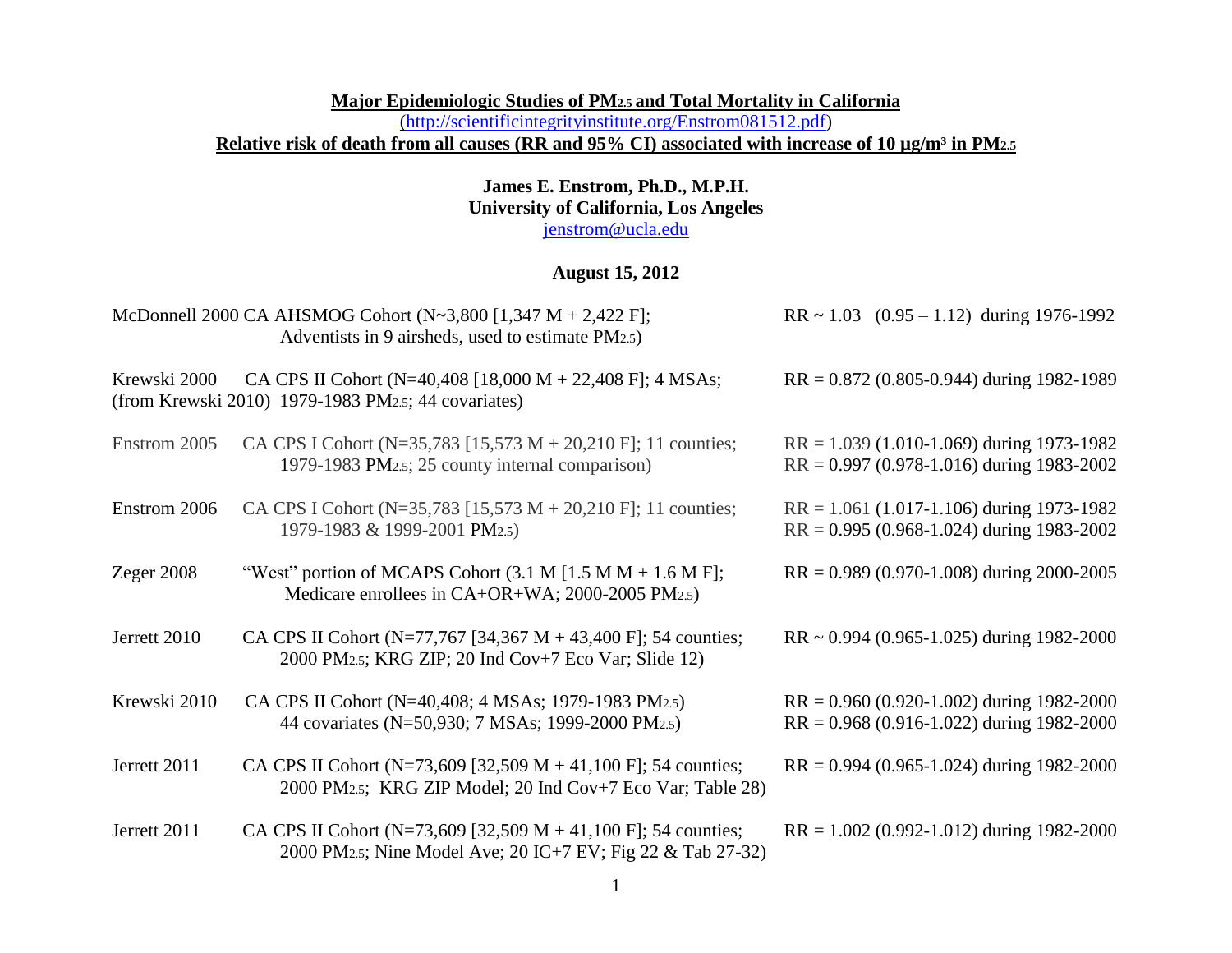**Major Epidemiologic Studies of $PM_{2.5}$ and Total Mortality in California**

(http://scientificintegrityinstitute.org/Enstrom081512.pdf)

**Relative risk of death from all causes (RR and 95% CI) associated with increase of 10 μg/m³ in $PM_{2.5}$**

**James E. Enstrom, Ph.D., M.P.H.**
**University of California, Los Angeles**
jenstrom@ucla.edu

**August 15, 2012**

| Study | Description | RR (95% CI) |
|---|---|---|
| McDonnell 2000 | CA AHSMOG Cohort (N~3,800 [1,347 M + 2,422 F]; Adventists in 9 airsheds, used to estimate $PM_{2.5}$) | RR ~ 1.03 (0.95 – 1.12) during 1976-1992 |
| Krewski 2000 (from Krewski 2010) | CA CPS II Cohort (N=40,408 [18,000 M + 22,408 F]; 4 MSAs; 1979-1983 $PM_{2.5}$; 44 covariates) | RR = 0.872 (0.805-0.944) during 1982-1989 |
| Enstrom 2005 | CA CPS I Cohort (N=35,783 [15,573 M + 20,210 F]; 11 counties; 1979-1983 $PM_{2.5}$; 25 county internal comparison) | RR = 1.039 (1.010-1.069) during 1973-1982<br>RR = 0.997 (0.978-1.016) during 1983-2002 |
| Enstrom 2006 | CA CPS I Cohort (N=35,783 [15,573 M + 20,210 F]; 11 counties; 1979-1983 & 1999-2001 $PM_{2.5}$) | RR = 1.061 (1.017-1.106) during 1973-1982<br>RR = 0.995 (0.968-1.024) during 1983-2002 |
| Zeger 2008 | "West" portion of MCAPS Cohort (3.1 M [1.5 M M + 1.6 M F]; Medicare enrollees in CA+OR+WA; 2000-2005 $PM_{2.5}$) | RR = 0.989 (0.970-1.008) during 2000-2005 |
| Jerrett 2010 | CA CPS II Cohort (N=77,767 [34,367 M + 43,400 F]; 54 counties; 2000 $PM_{2.5}$; KRG ZIP; 20 Ind Cov+7 Eco Var; Slide 12) | RR ~ 0.994 (0.965-1.025) during 1982-2000 |
| Krewski 2010 | CA CPS II Cohort (N=40,408; 4 MSAs; 1979-1983 $PM_{2.5}$)<br>44 covariates (N=50,930; 7 MSAs; 1999-2000 $PM_{2.5}$) | RR = 0.960 (0.920-1.002) during 1982-2000<br>RR = 0.968 (0.916-1.022) during 1982-2000 |
| Jerrett 2011 | CA CPS II Cohort (N=73,609 [32,509 M + 41,100 F]; 54 counties; 2000 $PM_{2.5}$; KRG ZIP Model; 20 Ind Cov+7 Eco Var; Table 28) | RR = 0.994 (0.965-1.024) during 1982-2000 |
| Jerrett 2011 | CA CPS II Cohort (N=73,609 [32,509 M + 41,100 F]; 54 counties; 2000 $PM_{2.5}$; Nine Model Ave; 20 IC+7 EV; Fig 22 & Tab 27-32) | RR = 1.002 (0.992-1.012) during 1982-2000 |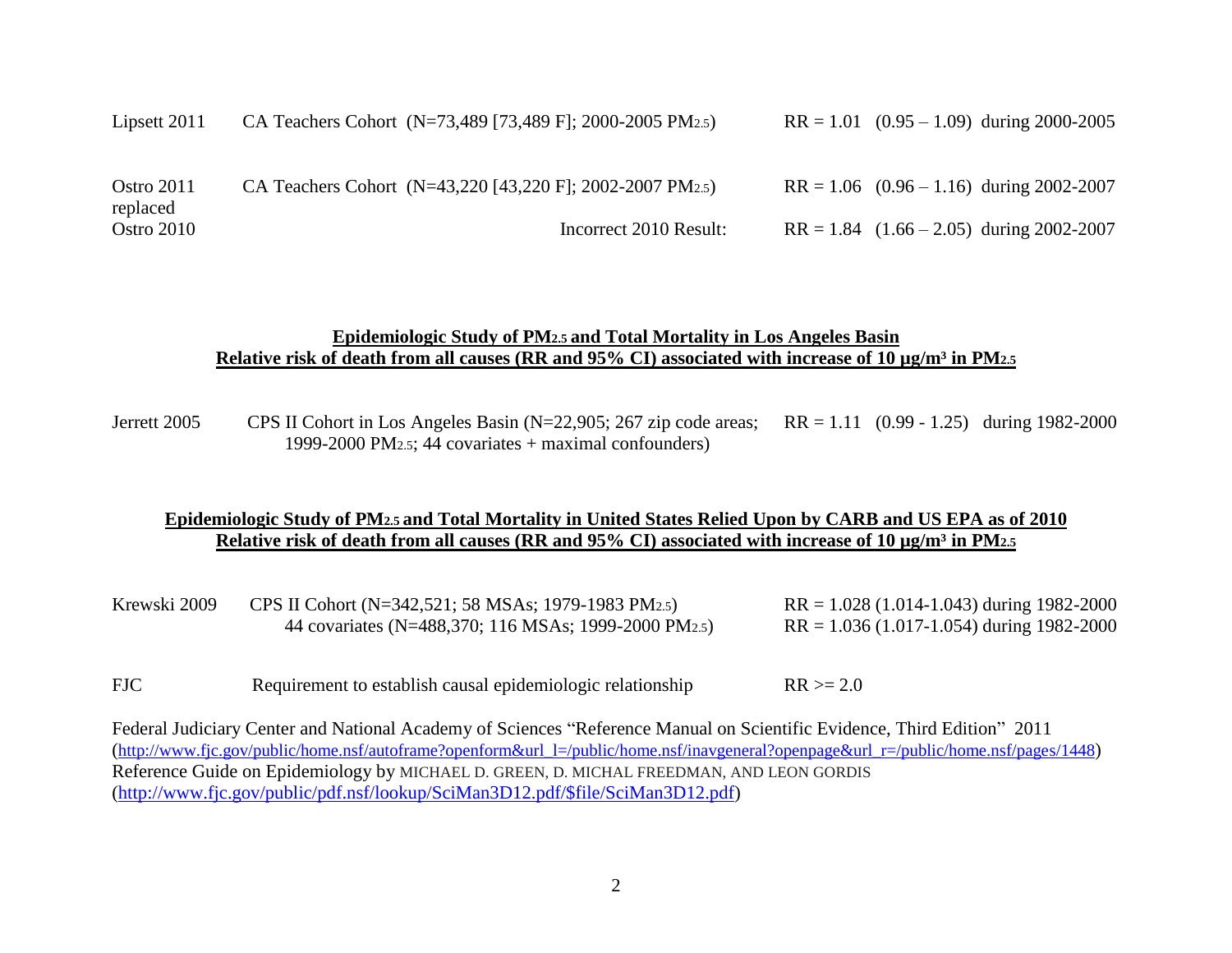| | | |
|---|---|---|
| Lipsett 2011 | CA Teachers Cohort (N=73,489 [73,489 F]; 2000-2005 $PM_{2.5}$) | RR = 1.01 (0.95 – 1.09) during 2000-2005 |
| Ostro 2011 replaced | CA Teachers Cohort (N=43,220 [43,220 F]; 2002-2007 $PM_{2.5}$) | RR = 1.06 (0.96 – 1.16) during 2002-2007 |
| Ostro 2010 | Incorrect 2010 Result: | RR = 1.84 (1.66 – 2.05) during 2002-2007 |

**Epidemiologic Study of $PM_{2.5}$ and Total Mortality in Los Angeles Basin**
**Relative risk of death from all causes (RR and 95% CI) associated with increase of 10 μg/m³ in $PM_{2.5}$**

| | | |
|---|---|---|
| Jerrett 2005 | CPS II Cohort in Los Angeles Basin (N=22,905; 267 zip code areas; 1999-2000 $PM_{2.5}$; 44 covariates + maximal confounders) | RR = 1.11 (0.99 - 1.25) during 1982-2000 |

**Epidemiologic Study of $PM_{2.5}$ and Total Mortality in United States Relied Upon by CARB and US EPA as of 2010**
**Relative risk of death from all causes (RR and 95% CI) associated with increase of 10 μg/m³ in $PM_{2.5}$**

| | | |
|---|---|---|
| Krewski 2009 | CPS II Cohort (N=342,521; 58 MSAs; 1979-1983 $PM_{2.5}$) | RR = 1.028 (1.014-1.043) during 1982-2000 |
| | 44 covariates (N=488,370; 116 MSAs; 1999-2000 $PM_{2.5}$) | RR = 1.036 (1.017-1.054) during 1982-2000 |
| FJC | Requirement to establish causal epidemiologic relationship | RR >= 2.0 |

Federal Judiciary Center and National Academy of Sciences "Reference Manual on Scientific Evidence, Third Edition" 2011 (http://www.fjc.gov/public/home.nsf/autoframe?openform&url_l=/public/home.nsf/inavgeneral?openpage&url_r=/public/home.nsf/pages/1448)
Reference Guide on Epidemiology by MICHAEL D. GREEN, D. MICHAL FREEDMAN, AND LEON GORDIS
(http://www.fjc.gov/public/pdf.nsf/lookup/SciMan3D12.pdf/$file/SciMan3D12.pdf)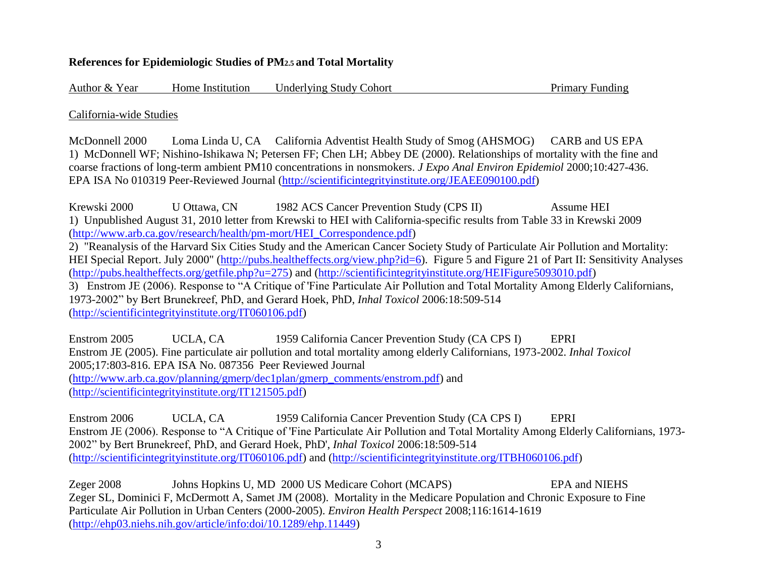**References for Epidemiologic Studies of $PM_{2.5}$ and Total Mortality**

Author & Year | Home Institution | Underlying Study Cohort | Primary Funding

California-wide Studies

McDonnell 2000 | Loma Linda U, CA | California Adventist Health Study of Smog (AHSMOG) | CARB and US EPA

1) McDonnell WF; Nishino-Ishikawa N; Petersen FF; Chen LH; Abbey DE (2000). Relationships of mortality with the fine and coarse fractions of long-term ambient PM10 concentrations in nonsmokers. *J Expo Anal Environ Epidemiol* 2000;10:427-436. EPA ISA No 010319 Peer-Reviewed Journal (http://scientificintegrityinstitute.org/JEAEE090100.pdf)

Krewski 2000 | U Ottawa, CN | 1982 ACS Cancer Prevention Study (CPS II) | Assume HEI

1) Unpublished August 31, 2010 letter from Krewski to HEI with California-specific results from Table 33 in Krewski 2009 (http://www.arb.ca.gov/research/health/pm-mort/HEI_Correspondence.pdf)

2) "Reanalysis of the Harvard Six Cities Study and the American Cancer Society Study of Particulate Air Pollution and Mortality: HEI Special Report. July 2000" (http://pubs.healtheffects.org/view.php?id=6). Figure 5 and Figure 21 of Part II: Sensitivity Analyses (http://pubs.healtheffects.org/getfile.php?u=275) and (http://scientificintegrityinstitute.org/HEIFigure5093010.pdf)

3) Enstrom JE (2006). Response to "A Critique of 'Fine Particulate Air Pollution and Total Mortality Among Elderly Californians, 1973-2002" by Bert Brunekreef, PhD, and Gerard Hoek, PhD, *Inhal Toxicol* 2006:18:509-514 (http://scientificintegrityinstitute.org/IT060106.pdf)

Enstrom 2005 | UCLA, CA | 1959 California Cancer Prevention Study (CA CPS I) | EPRI

Enstrom JE (2005). Fine particulate air pollution and total mortality among elderly Californians, 1973-2002. *Inhal Toxicol* 2005;17:803-816. EPA ISA No. 087356 Peer Reviewed Journal (http://www.arb.ca.gov/planning/gmerp/dec1plan/gmerp_comments/enstrom.pdf) and (http://scientificintegrityinstitute.org/IT121505.pdf)

Enstrom 2006 | UCLA, CA | 1959 California Cancer Prevention Study (CA CPS I) | EPRI

Enstrom JE (2006). Response to "A Critique of 'Fine Particulate Air Pollution and Total Mortality Among Elderly Californians, 1973-2002" by Bert Brunekreef, PhD, and Gerard Hoek, PhD', *Inhal Toxicol* 2006:18:509-514 (http://scientificintegrityinstitute.org/IT060106.pdf) and (http://scientificintegrityinstitute.org/ITBH060106.pdf)

Zeger 2008 | Johns Hopkins U, MD | 2000 US Medicare Cohort (MCAPS) | EPA and NIEHS

Zeger SL, Dominici F, McDermott A, Samet JM (2008). Mortality in the Medicare Population and Chronic Exposure to Fine Particulate Air Pollution in Urban Centers (2000-2005). *Environ Health Perspect* 2008;116:1614-1619 (http://ehp03.niehs.nih.gov/article/info:doi/10.1289/ehp.11449)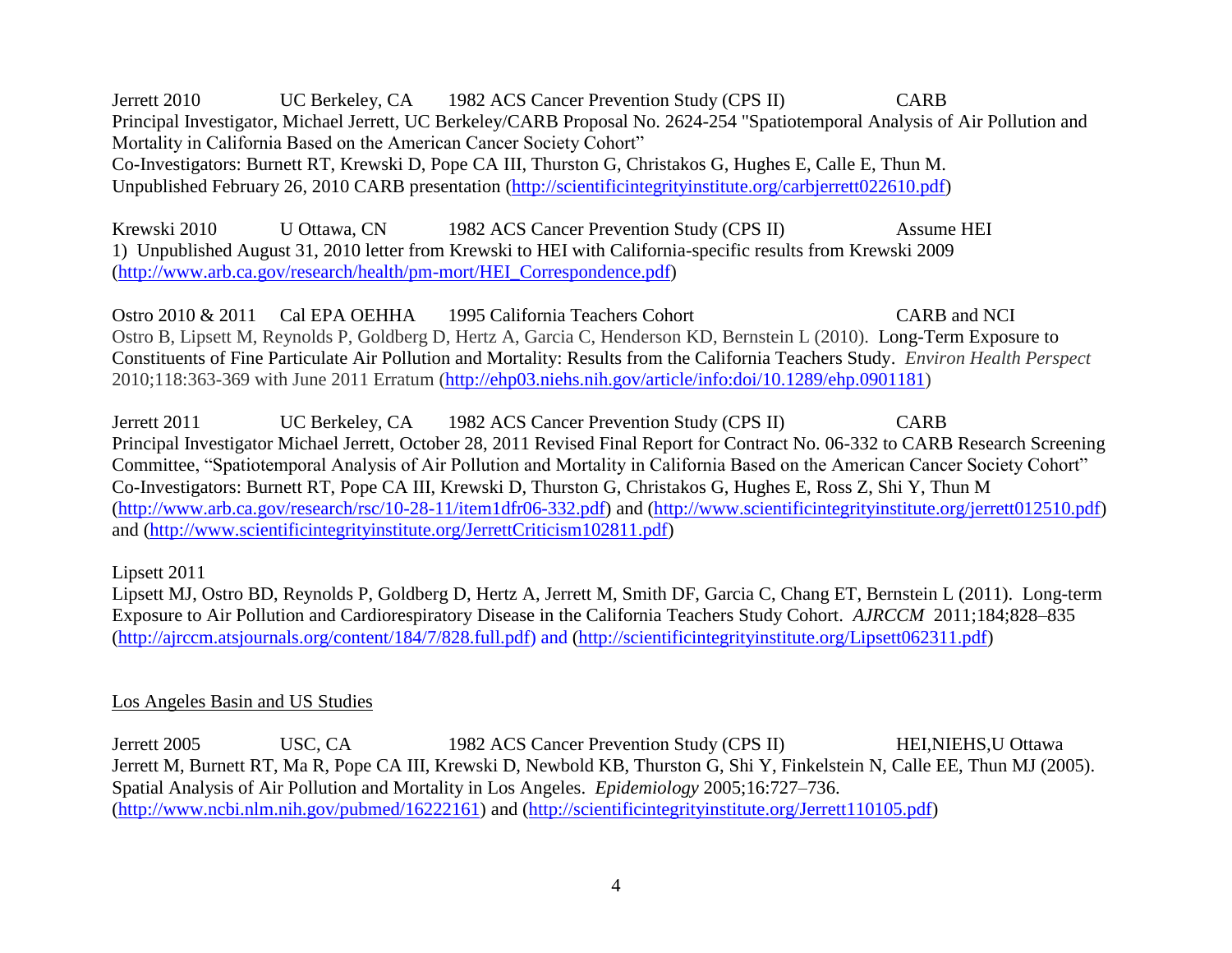Jerrett 2010 UC Berkeley, CA 1982 ACS Cancer Prevention Study (CPS II) CARB
Principal Investigator, Michael Jerrett, UC Berkeley/CARB Proposal No. 2624-254 "Spatiotemporal Analysis of Air Pollution and Mortality in California Based on the American Cancer Society Cohort"
Co-Investigators: Burnett RT, Krewski D, Pope CA III, Thurston G, Christakos G, Hughes E, Calle E, Thun M.
Unpublished February 26, 2010 CARB presentation (http://scientificintegrityinstitute.org/carbjerrett022610.pdf)

Krewski 2010 U Ottawa, CN 1982 ACS Cancer Prevention Study (CPS II) Assume HEI
1) Unpublished August 31, 2010 letter from Krewski to HEI with California-specific results from Krewski 2009 (http://www.arb.ca.gov/research/health/pm-mort/HEI_Correspondence.pdf)

Ostro 2010 & 2011 Cal EPA OEHHA 1995 California Teachers Cohort CARB and NCI
Ostro B, Lipsett M, Reynolds P, Goldberg D, Hertz A, Garcia C, Henderson KD, Bernstein L (2010). Long-Term Exposure to Constituents of Fine Particulate Air Pollution and Mortality: Results from the California Teachers Study. *Environ Health Perspect* 2010;118:363-369 with June 2011 Erratum (http://ehp03.niehs.nih.gov/article/info:doi/10.1289/ehp.0901181)

Jerrett 2011 UC Berkeley, CA 1982 ACS Cancer Prevention Study (CPS II) CARB
Principal Investigator Michael Jerrett, October 28, 2011 Revised Final Report for Contract No. 06-332 to CARB Research Screening Committee, "Spatiotemporal Analysis of Air Pollution and Mortality in California Based on the American Cancer Society Cohort"
Co-Investigators: Burnett RT, Pope CA III, Krewski D, Thurston G, Christakos G, Hughes E, Ross Z, Shi Y, Thun M
(http://www.arb.ca.gov/research/rsc/10-28-11/item1dfr06-332.pdf) and (http://www.scientificintegrityinstitute.org/jerrett012510.pdf) and (http://www.scientificintegrityinstitute.org/JerrettCriticism102811.pdf)

Lipsett 2011
Lipsett MJ, Ostro BD, Reynolds P, Goldberg D, Hertz A, Jerrett M, Smith DF, Garcia C, Chang ET, Bernstein L (2011). Long-term Exposure to Air Pollution and Cardiorespiratory Disease in the California Teachers Study Cohort. *AJRCCM* 2011;184;828–835 (http://ajrccm.atsjournals.org/content/184/7/828.full.pdf) and (http://scientificintegrityinstitute.org/Lipsett062311.pdf)

Los Angeles Basin and US Studies

Jerrett 2005 USC, CA 1982 ACS Cancer Prevention Study (CPS II) HEI,NIEHS,U Ottawa
Jerrett M, Burnett RT, Ma R, Pope CA III, Krewski D, Newbold KB, Thurston G, Shi Y, Finkelstein N, Calle EE, Thun MJ (2005). Spatial Analysis of Air Pollution and Mortality in Los Angeles. *Epidemiology* 2005;16:727–736.
(http://www.ncbi.nlm.nih.gov/pubmed/16222161) and (http://scientificintegrityinstitute.org/Jerrett110105.pdf)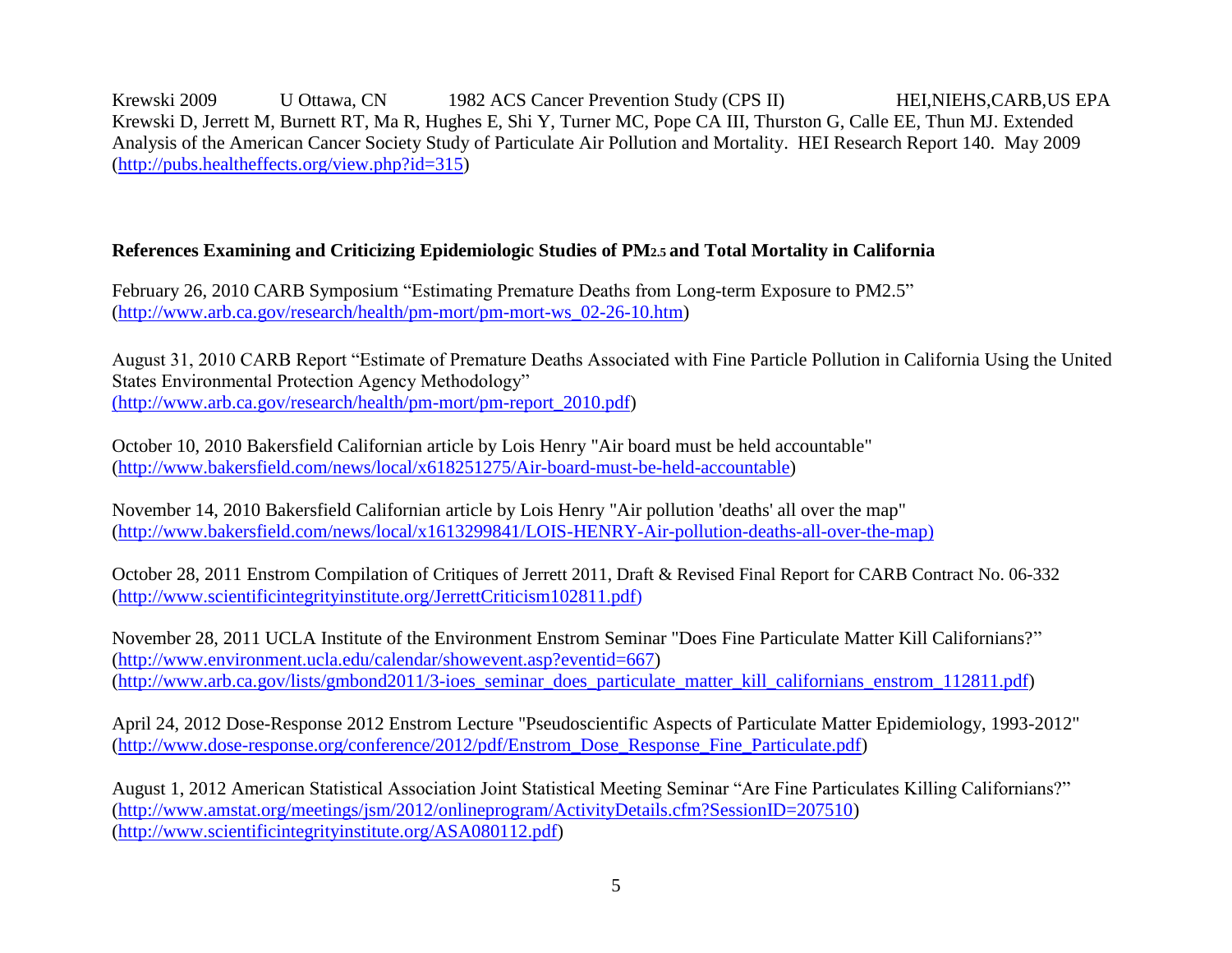Krewski 2009 U Ottawa, CN 1982 ACS Cancer Prevention Study (CPS II) HEI,NIEHS,CARB,US EPA
Krewski D, Jerrett M, Burnett RT, Ma R, Hughes E, Shi Y, Turner MC, Pope CA III, Thurston G, Calle EE, Thun MJ. Extended Analysis of the American Cancer Society Study of Particulate Air Pollution and Mortality. HEI Research Report 140. May 2009 (http://pubs.healtheffects.org/view.php?id=315)

**References Examining and Criticizing Epidemiologic Studies of $PM_{2.5}$ and Total Mortality in California**

February 26, 2010 CARB Symposium "Estimating Premature Deaths from Long-term Exposure to PM2.5" (http://www.arb.ca.gov/research/health/pm-mort/pm-mort-ws_02-26-10.htm)

August 31, 2010 CARB Report "Estimate of Premature Deaths Associated with Fine Particle Pollution in California Using the United States Environmental Protection Agency Methodology" (http://www.arb.ca.gov/research/health/pm-mort/pm-report_2010.pdf)

October 10, 2010 Bakersfield Californian article by Lois Henry "Air board must be held accountable" (http://www.bakersfield.com/news/local/x618251275/Air-board-must-be-held-accountable)

November 14, 2010 Bakersfield Californian article by Lois Henry "Air pollution 'deaths' all over the map" (http://www.bakersfield.com/news/local/x1613299841/LOIS-HENRY-Air-pollution-deaths-all-over-the-map)

October 28, 2011 Enstrom Compilation of Critiques of Jerrett 2011, Draft & Revised Final Report for CARB Contract No. 06-332 (http://www.scientificintegrityinstitute.org/JerrettCriticism102811.pdf)

November 28, 2011 UCLA Institute of the Environment Enstrom Seminar "Does Fine Particulate Matter Kill Californians?" (http://www.environment.ucla.edu/calendar/showevent.asp?eventid=667)
(http://www.arb.ca.gov/lists/gmbond2011/3-ioes_seminar_does_particulate_matter_kill_californians_enstrom_112811.pdf)

April 24, 2012 Dose-Response 2012 Enstrom Lecture "Pseudoscientific Aspects of Particulate Matter Epidemiology, 1993-2012" (http://www.dose-response.org/conference/2012/pdf/Enstrom_Dose_Response_Fine_Particulate.pdf)

August 1, 2012 American Statistical Association Joint Statistical Meeting Seminar "Are Fine Particulates Killing Californians?" (http://www.amstat.org/meetings/jsm/2012/onlineprogram/ActivityDetails.cfm?SessionID=207510)
(http://www.scientificintegrityinstitute.org/ASA080112.pdf)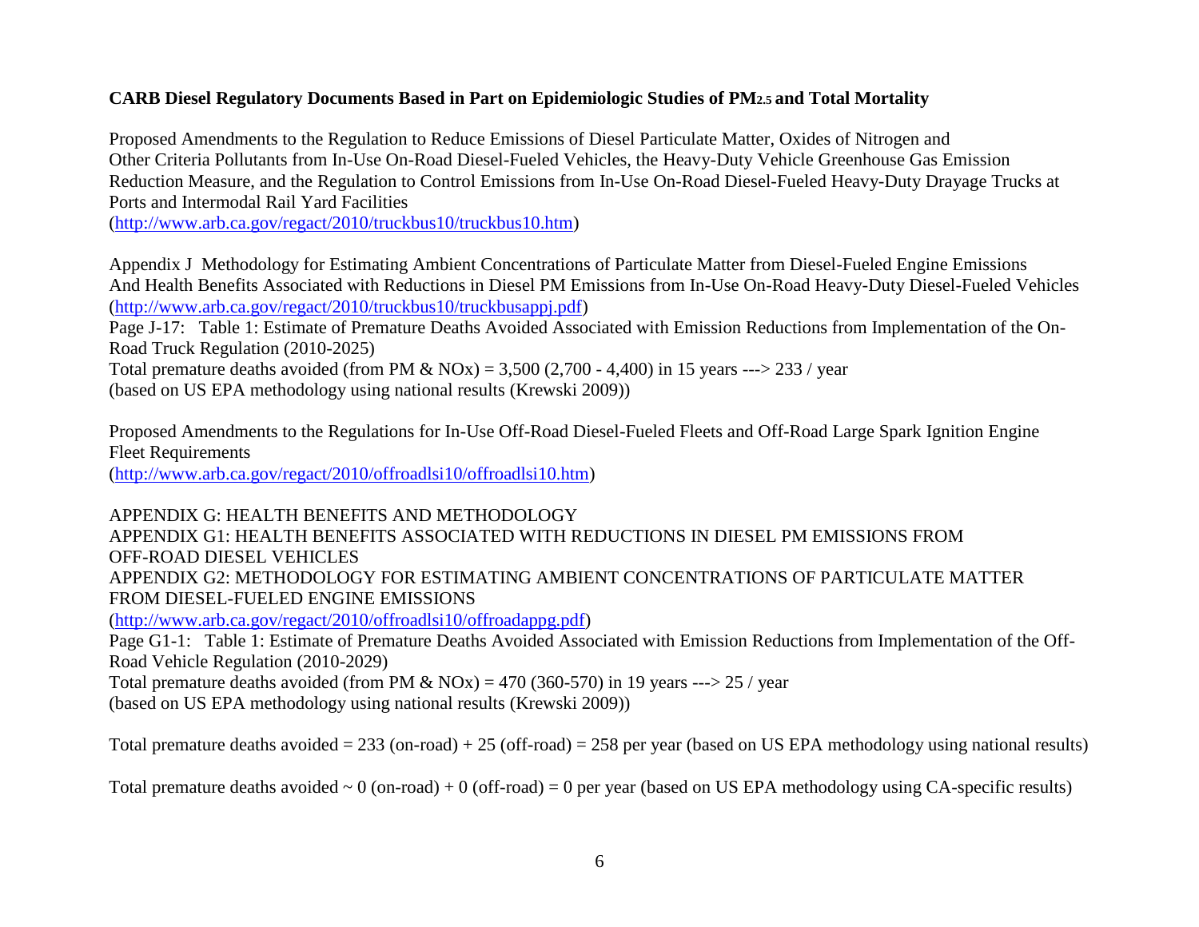**CARB Diesel Regulatory Documents Based in Part on Epidemiologic Studies of $PM_{2.5}$ and Total Mortality**

Proposed Amendments to the Regulation to Reduce Emissions of Diesel Particulate Matter, Oxides of Nitrogen and Other Criteria Pollutants from In-Use On-Road Diesel-Fueled Vehicles, the Heavy-Duty Vehicle Greenhouse Gas Emission Reduction Measure, and the Regulation to Control Emissions from In-Use On-Road Diesel-Fueled Heavy-Duty Drayage Trucks at Ports and Intermodal Rail Yard Facilities
(http://www.arb.ca.gov/regact/2010/truckbus10/truckbus10.htm)

Appendix J Methodology for Estimating Ambient Concentrations of Particulate Matter from Diesel-Fueled Engine Emissions And Health Benefits Associated with Reductions in Diesel PM Emissions from In-Use On-Road Heavy-Duty Diesel-Fueled Vehicles
(http://www.arb.ca.gov/regact/2010/truckbus10/truckbusappj.pdf)
Page J-17: Table 1: Estimate of Premature Deaths Avoided Associated with Emission Reductions from Implementation of the On-Road Truck Regulation (2010-2025)
Total premature deaths avoided (from PM & NOx) = 3,500 (2,700 - 4,400) in 15 years ---> 233 / year
(based on US EPA methodology using national results (Krewski 2009))

Proposed Amendments to the Regulations for In-Use Off-Road Diesel-Fueled Fleets and Off-Road Large Spark Ignition Engine Fleet Requirements
(http://www.arb.ca.gov/regact/2010/offroadlsi10/offroadlsi10.htm)

APPENDIX G: HEALTH BENEFITS AND METHODOLOGY
APPENDIX G1: HEALTH BENEFITS ASSOCIATED WITH REDUCTIONS IN DIESEL PM EMISSIONS FROM OFF-ROAD DIESEL VEHICLES
APPENDIX G2: METHODOLOGY FOR ESTIMATING AMBIENT CONCENTRATIONS OF PARTICULATE MATTER FROM DIESEL-FUELED ENGINE EMISSIONS
(http://www.arb.ca.gov/regact/2010/offroadlsi10/offroadappg.pdf)
Page G1-1: Table 1: Estimate of Premature Deaths Avoided Associated with Emission Reductions from Implementation of the Off-Road Vehicle Regulation (2010-2029)
Total premature deaths avoided (from PM & NOx) = 470 (360-570) in 19 years ---> 25 / year
(based on US EPA methodology using national results (Krewski 2009))

Total premature deaths avoided = 233 (on-road) + 25 (off-road) = 258 per year (based on US EPA methodology using national results)

Total premature deaths avoided ~ 0 (on-road) + 0 (off-road) = 0 per year (based on US EPA methodology using CA-specific results)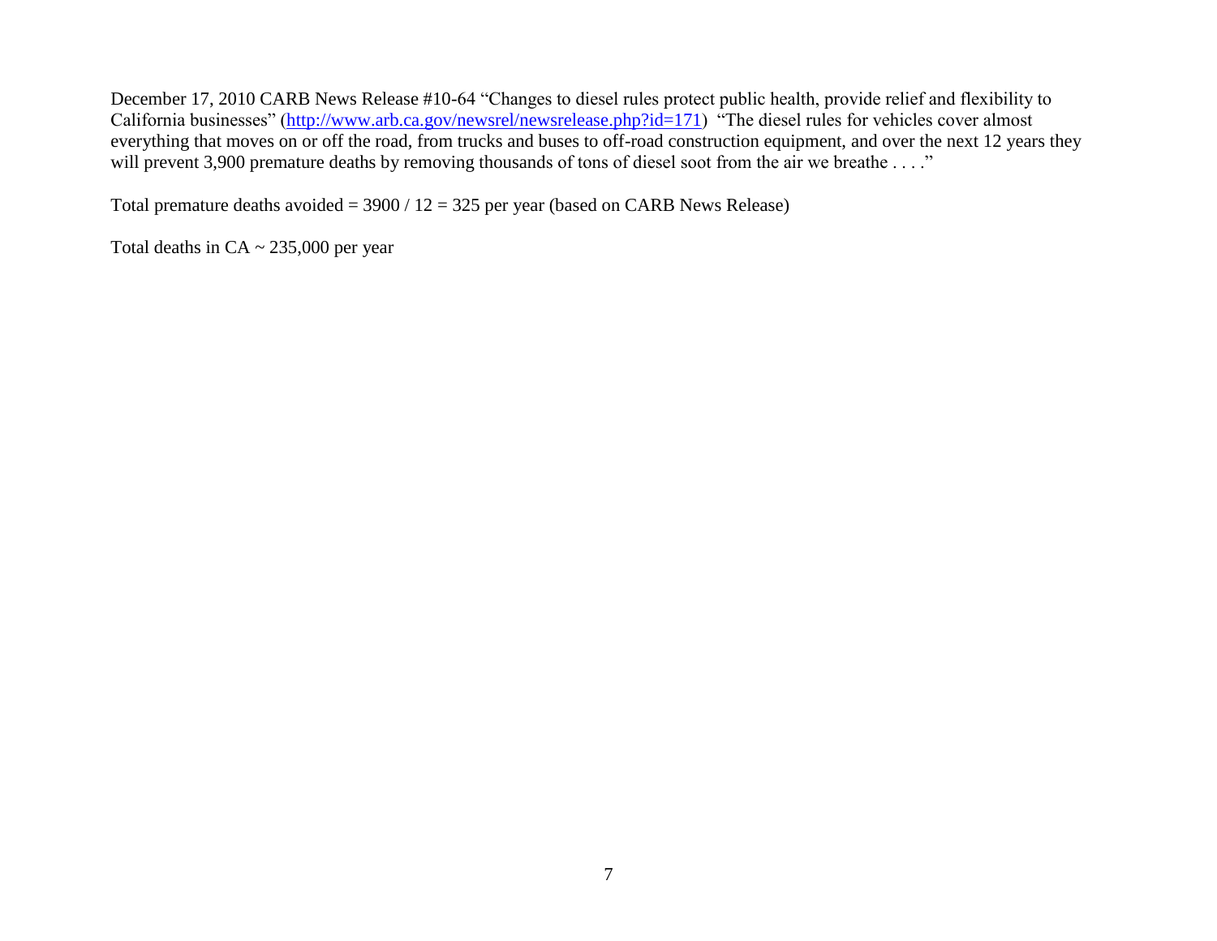December 17, 2010 CARB News Release #10-64 "Changes to diesel rules protect public health, provide relief and flexibility to California businesses" (http://www.arb.ca.gov/newsrel/newsrelease.php?id=171) "The diesel rules for vehicles cover almost everything that moves on or off the road, from trucks and buses to off-road construction equipment, and over the next 12 years they will prevent 3,900 premature deaths by removing thousands of tons of diesel soot from the air we breathe . . . ."

Total premature deaths avoided = 3900 / 12 = 325 per year (based on CARB News Release)

Total deaths in CA ~ 235,000 per year